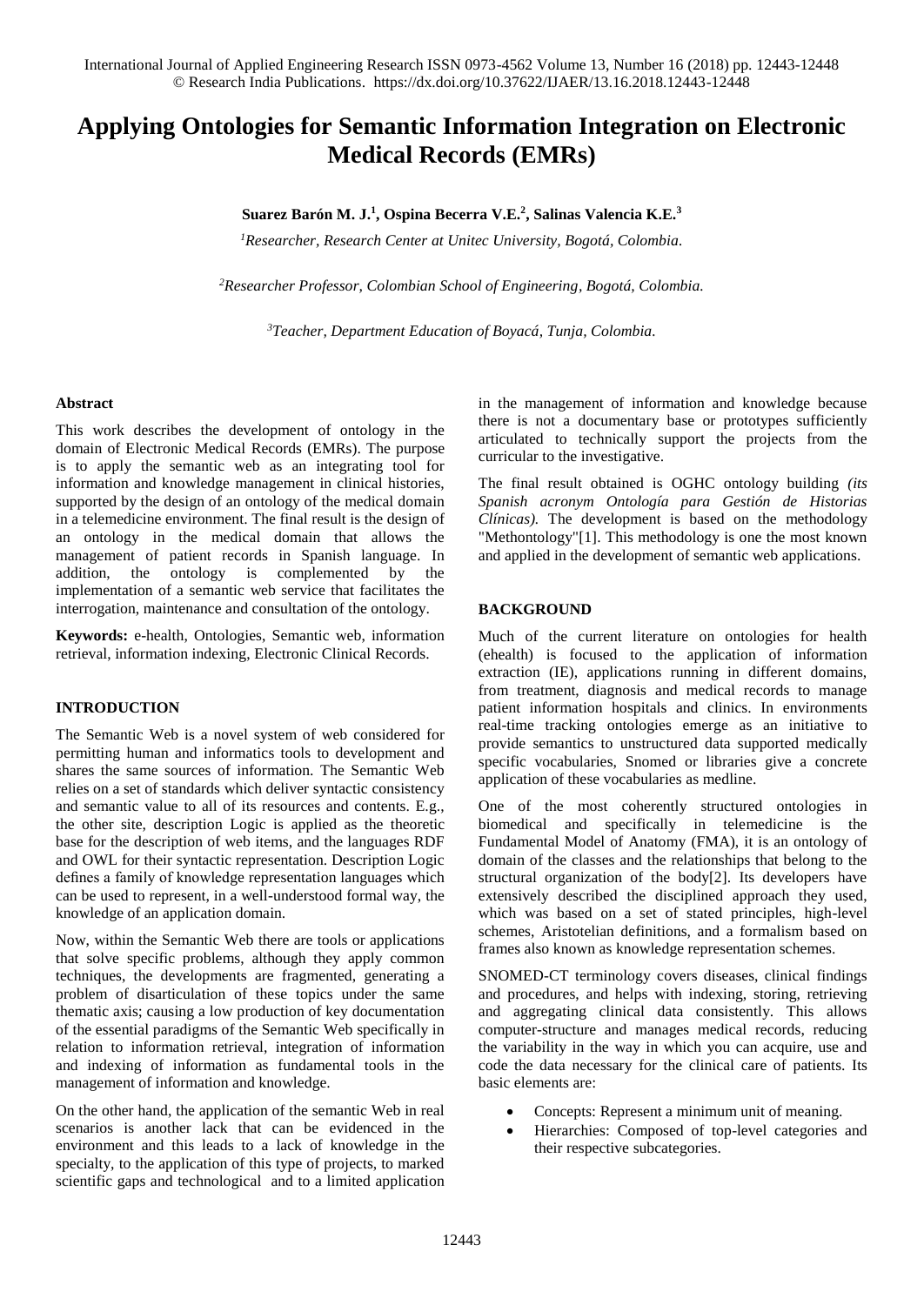# Applying Ontologies for Semantic Information Integration on Electronic Medical Records (EMRs)

**Suarez Barón M. J.[1], Ospina Becerra V.E.[2], Salinas Valencia K.E.[3]**

[1]*Researcher, Research Center at Unitec University, Bogotá, Colombia.*

[2]*Researcher Professor, Colombian School of Engineering, Bogotá, Colombia.*

[3]*Teacher, Department Education of Boyacá, Tunja, Colombia.*

#### Abstract

This work describes the development of ontology in the domain of Electronic Medical Records (EMRs). The purpose is to apply the semantic web as an integrating tool for information and knowledge management in clinical histories, supported by the design of an ontology of the medical domain in a telemedicine environment. The final result is the design of an ontology in the medical domain that allows the management of patient records in Spanish language. In addition, the ontology is complemented by the implementation of a semantic web service that facilitates the interrogation, maintenance and consultation of the ontology.

**Keywords:** e-health, Ontologies, Semantic web, information retrieval, information indexing, Electronic Clinical Records.

## INTRODUCTION

The Semantic Web is a novel system of web considered for permitting human and informatics tools to development and shares the same sources of information. The Semantic Web relies on a set of standards which deliver syntactic consistency and semantic value to all of its resources and contents. E.g., the other site, description Logic is applied as the theoretic base for the description of web items, and the languages RDF and OWL for their syntactic representation. Description Logic defines a family of knowledge representation languages which can be used to represent, in a well-understood formal way, the knowledge of an application domain.

Now, within the Semantic Web there are tools or applications that solve specific problems, although they apply common techniques, the developments are fragmented, generating a problem of disarticulation of these topics under the same thematic axis; causing a low production of key documentation of the essential paradigms of the Semantic Web specifically in relation to information retrieval, integration of information and indexing of information as fundamental tools in the management of information and knowledge.

On the other hand, the application of the semantic Web in real scenarios is another lack that can be evidenced in the environment and this leads to a lack of knowledge in the specialty, to the application of this type of projects, to marked scientific gaps and technological and to a limited application in the management of information and knowledge because there is not a documentary base or prototypes sufficiently articulated to technically support the projects from the curricular to the investigative.

The final result obtained is OGHC ontology building *(its Spanish acronym Ontología para Gestión de Historias Clínicas).* The development is based on the methodology "Methontology"[1]. This methodology is one the most known and applied in the development of semantic web applications.

## BACKGROUND

Much of the current literature on ontologies for health (ehealth) is focused to the application of information extraction (IE), applications running in different domains, from treatment, diagnosis and medical records to manage patient information hospitals and clinics. In environments real-time tracking ontologies emerge as an initiative to provide semantics to unstructured data supported medically specific vocabularies, Snomed or libraries give a concrete application of these vocabularies as medline.

One of the most coherently structured ontologies in biomedical and specifically in telemedicine is the Fundamental Model of Anatomy (FMA), it is an ontology of domain of the classes and the relationships that belong to the structural organization of the body[2]. Its developers have extensively described the disciplined approach they used, which was based on a set of stated principles, high-level schemes, Aristotelian definitions, and a formalism based on frames also known as knowledge representation schemes.

SNOMED-CT terminology covers diseases, clinical findings and procedures, and helps with indexing, storing, retrieving and aggregating clinical data consistently. This allows computer-structure and manages medical records, reducing the variability in the way in which you can acquire, use and code the data necessary for the clinical care of patients. Its basic elements are:

- Concepts: Represent a minimum unit of meaning.
- Hierarchies: Composed of top-level categories and their respective subcategories.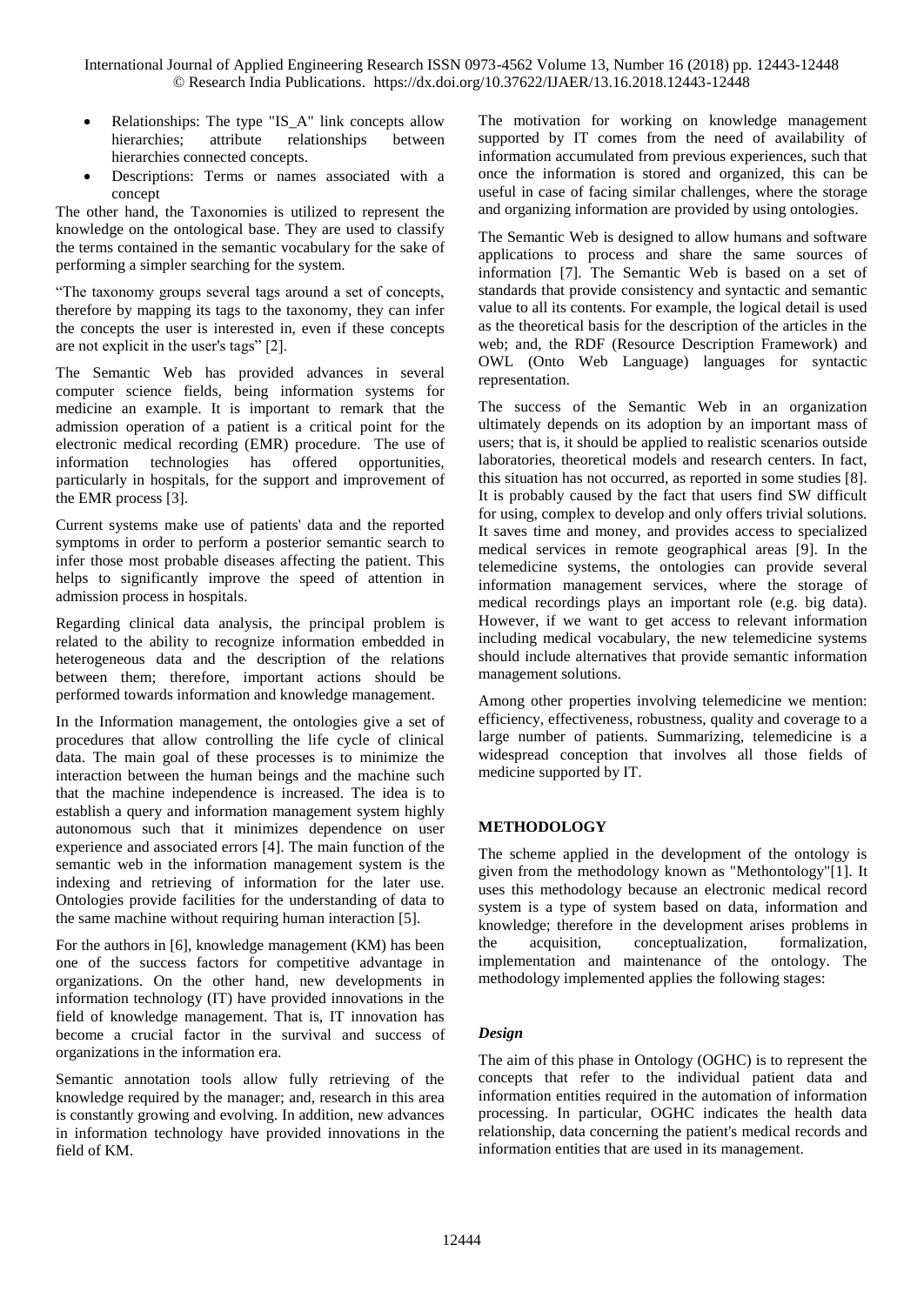- Relationships: The type "IS_A" link concepts allow hierarchies; attribute relationships between hierarchies connected concepts.
- Descriptions: Terms or names associated with a concept

The other hand, the Taxonomies is utilized to represent the knowledge on the ontological base. They are used to classify the terms contained in the semantic vocabulary for the sake of performing a simpler searching for the system.

"The taxonomy groups several tags around a set of concepts, therefore by mapping its tags to the taxonomy, they can infer the concepts the user is interested in, even if these concepts are not explicit in the user's tags" [2].

The Semantic Web has provided advances in several computer science fields, being information systems for medicine an example. It is important to remark that the admission operation of a patient is a critical point for the electronic medical recording (EMR) procedure. The use of information technologies has offered opportunities, particularly in hospitals, for the support and improvement of the EMR process [3].

Current systems make use of patients' data and the reported symptoms in order to perform a posterior semantic search to infer those most probable diseases affecting the patient. This helps to significantly improve the speed of attention in admission process in hospitals.

Regarding clinical data analysis, the principal problem is related to the ability to recognize information embedded in heterogeneous data and the description of the relations between them; therefore, important actions should be performed towards information and knowledge management.

In the Information management, the ontologies give a set of procedures that allow controlling the life cycle of clinical data. The main goal of these processes is to minimize the interaction between the human beings and the machine such that the machine independence is increased. The idea is to establish a query and information management system highly autonomous such that it minimizes dependence on user experience and associated errors [4]. The main function of the semantic web in the information management system is the indexing and retrieving of information for the later use. Ontologies provide facilities for the understanding of data to the same machine without requiring human interaction [5].

For the authors in [6], knowledge management (KM) has been one of the success factors for competitive advantage in organizations. On the other hand, new developments in information technology (IT) have provided innovations in the field of knowledge management. That is, IT innovation has become a crucial factor in the survival and success of organizations in the information era.

Semantic annotation tools allow fully retrieving of the knowledge required by the manager; and, research in this area is constantly growing and evolving. In addition, new advances in information technology have provided innovations in the field of KM.

The motivation for working on knowledge management supported by IT comes from the need of availability of information accumulated from previous experiences, such that once the information is stored and organized, this can be useful in case of facing similar challenges, where the storage and organizing information are provided by using ontologies.

The Semantic Web is designed to allow humans and software applications to process and share the same sources of information [7]. The Semantic Web is based on a set of standards that provide consistency and syntactic and semantic value to all its contents. For example, the logical detail is used as the theoretical basis for the description of the articles in the web; and, the RDF (Resource Description Framework) and OWL (Onto Web Language) languages for syntactic representation.

The success of the Semantic Web in an organization ultimately depends on its adoption by an important mass of users; that is, it should be applied to realistic scenarios outside laboratories, theoretical models and research centers. In fact, this situation has not occurred, as reported in some studies [8]. It is probably caused by the fact that users find SW difficult for using, complex to develop and only offers trivial solutions. It saves time and money, and provides access to specialized medical services in remote geographical areas [9]. In the telemedicine systems, the ontologies can provide several information management services, where the storage of medical recordings plays an important role (e.g. big data). However, if we want to get access to relevant information including medical vocabulary, the new telemedicine systems should include alternatives that provide semantic information management solutions.

Among other properties involving telemedicine we mention: efficiency, effectiveness, robustness, quality and coverage to a large number of patients. Summarizing, telemedicine is a widespread conception that involves all those fields of medicine supported by IT.

## METHODOLOGY

The scheme applied in the development of the ontology is given from the methodology known as "Methontology"[1]. It uses this methodology because an electronic medical record system is a type of system based on data, information and knowledge; therefore in the development arises problems in the acquisition, conceptualization, formalization, implementation and maintenance of the ontology. The methodology implemented applies the following stages:

### *Design*

The aim of this phase in Ontology (OGHC) is to represent the concepts that refer to the individual patient data and information entities required in the automation of information processing. In particular, OGHC indicates the health data relationship, data concerning the patient's medical records and information entities that are used in its management.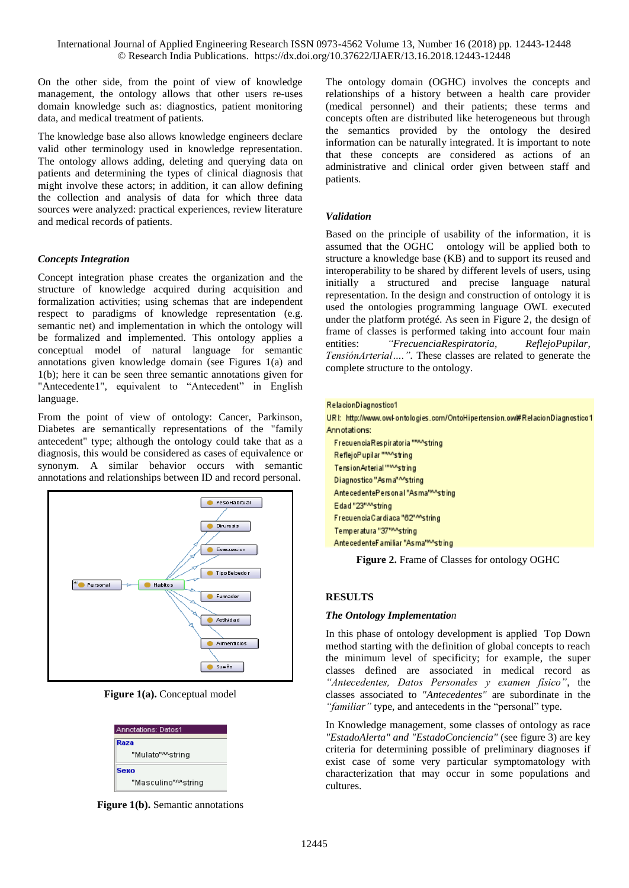On the other side, from the point of view of knowledge management, the ontology allows that other users re-uses domain knowledge such as: diagnostics, patient monitoring data, and medical treatment of patients.

The knowledge base also allows knowledge engineers declare valid other terminology used in knowledge representation. The ontology allows adding, deleting and querying data on patients and determining the types of clinical diagnosis that might involve these actors; in addition, it can allow defining the collection and analysis of data for which three data sources were analyzed: practical experiences, review literature and medical records of patients.

### *Concepts Integration*

Concept integration phase creates the organization and the structure of knowledge acquired during acquisition and formalization activities; using schemas that are independent respect to paradigms of knowledge representation (e.g. semantic net) and implementation in which the ontology will be formalized and implemented. This ontology applies a conceptual model of natural language for semantic annotations given knowledge domain (see Figures 1(a) and 1(b); here it can be seen three semantic annotations given for "Antecedente1", equivalent to "Antecedent" in English language.

From the point of view of ontology: Cancer, Parkinson, Diabetes are semantically representations of the "family antecedent" type; although the ontology could take that as a diagnosis, this would be considered as cases of equivalence or synonym. A similar behavior occurs with semantic annotations and relationships between ID and record personal.

**Figure 1(a).** Conceptual model

**Figure 1(b).** Semantic annotations

The ontology domain (OGHC) involves the concepts and relationships of a history between a health care provider (medical personnel) and their patients; these terms and concepts often are distributed like heterogeneous but through the semantics provided by the ontology the desired information can be naturally integrated. It is important to note that these concepts are considered as actions of an administrative and clinical order given between staff and patients.

### *Validation*

Based on the principle of usability of the information, it is assumed that the OGHC ontology will be applied both to structure a knowledge base (KB) and to support its reused and interoperability to be shared by different levels of users, using initially a structured and precise language natural representation. In the design and construction of ontology it is used the ontologies programming language OWL executed under the platform protégé. As seen in Figure 2, the design of frame of classes is performed taking into account four main entities: *"FrecuenciaRespiratoria, ReflejoPupilar, TensiónArterial….".* These classes are related to generate the complete structure to the ontology.

**Figure 2.** Frame of Classes for ontology OGHC

## RESULTS

### *The Ontology Implementation*

In this phase of ontology development is applied Top Down method starting with the definition of global concepts to reach the minimum level of specificity; for example, the super classes defined are associated in medical record as *"Antecedentes, Datos Personales y examen físico"*, the classes associated to *"Antecedentes"* are subordinate in the *"familiar"* type, and antecedents in the "personal" type.

In Knowledge management, some classes of ontology as race *"EstadoAlerta" and "EstadoConciencia"* (see figure 3) are key criteria for determining possible of preliminary diagnoses if exist case of some very particular symptomatology with characterization that may occur in some populations and cultures.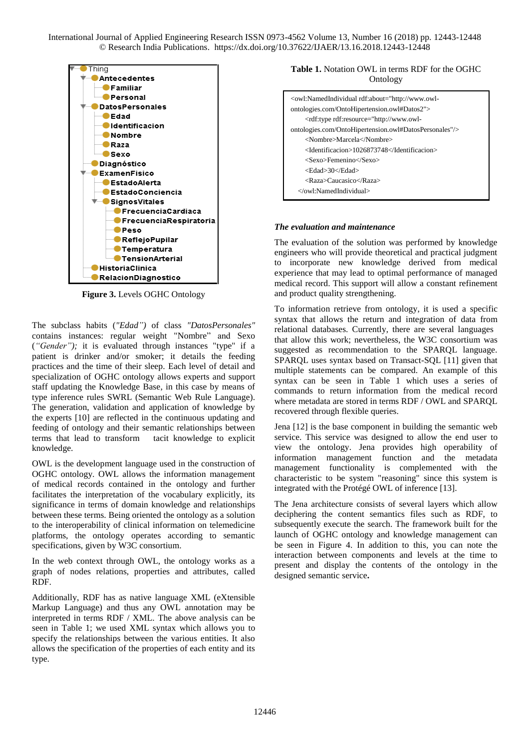- Thing
  - Antecedentes
    - Familiar
    - Personal
  - DatosPersonales
    - Edad
    - Identificacion
    - Nombre
    - Raza
    - Sexo
  - Diagnóstico
  - ExamenFisico
    - EstadoAlerta
    - EstadoConciencia
    - SignosVitales
      - FrecuenciaCardiaca
      - FrecuenciaRespiratoria
      - Peso
      - ReflejoPupilar
      - Temperatura
      - TensionArterial
  - HistoriaClinica
  - RelacionDiagnostico

**Figure 3.** Levels OGHC Ontology

The subclass habits (*"Edad")* of class *"DatosPersonales"* contains instances: regular weight "Nombre" and Sexo (*"Gender");* it is evaluated through instances "type" if a patient is drinker and/or smoker; it details the feeding practices and the time of their sleep. Each level of detail and specialization of OGHC ontology allows experts and support staff updating the Knowledge Base, in this case by means of type inference rules SWRL (Semantic Web Rule Language). The generation, validation and application of knowledge by the experts [10] are reflected in the continuous updating and feeding of ontology and their semantic relationships between terms that lead to transform tacit knowledge to explicit knowledge.

OWL is the development language used in the construction of OGHC ontology. OWL allows the information management of medical records contained in the ontology and further facilitates the interpretation of the vocabulary explicitly, its significance in terms of domain knowledge and relationships between these terms. Being oriented the ontology as a solution to the interoperability of clinical information on telemedicine platforms, the ontology operates according to semantic specifications, given by W3C consortium.

In the web context through OWL, the ontology works as a graph of nodes relations, properties and attributes, called RDF.

Additionally, RDF has as native language XML (eXtensible Markup Language) and thus any OWL annotation may be interpreted in terms RDF / XML. The above analysis can be seen in Table 1; we used XML syntax which allows you to specify the relationships between the various entities. It also allows the specification of the properties of each entity and its type.

**Table 1.** Notation OWL in terms RDF for the OGHC Ontology

```
<owl:NamedIndividual rdf:about="http://www.owl-ontologies.com/OntoHipertension.owl#Datos2">
    <rdf:type rdf:resource="http://www.owl-ontologies.com/OntoHipertension.owl#DatosPersonales"/>
    <Nombre>Marcela</Nombre>
    <Identificacion>1026873748</Identificacion>
    <Sexo>Femenino</Sexo>
    <Edad>30</Edad>
    <Raza>Caucasico</Raza>
</owl:NamedIndividual>
```

### *The evaluation and maintenance*

The evaluation of the solution was performed by knowledge engineers who will provide theoretical and practical judgment to incorporate new knowledge derived from medical experience that may lead to optimal performance of managed medical record. This support will allow a constant refinement and product quality strengthening.

To information retrieve from ontology, it is used a specific syntax that allows the return and integration of data from relational databases. Currently, there are several languages that allow this work; nevertheless, the W3C consortium was suggested as recommendation to the SPARQL language. SPARQL uses syntax based on Transact-SQL [11] given that multiple statements can be compared. An example of this syntax can be seen in Table 1 which uses a series of commands to return information from the medical record where metadata are stored in terms RDF / OWL and SPARQL recovered through flexible queries.

Jena [12] is the base component in building the semantic web service. This service was designed to allow the end user to view the ontology. Jena provides high operability of information management function and the metadata management functionality is complemented with the characteristic to be system "reasoning" since this system is integrated with the Protégé OWL of inference [13].

The Jena architecture consists of several layers which allow deciphering the content semantics files such as RDF, to subsequently execute the search. The framework built for the launch of OGHC ontology and knowledge management can be seen in Figure 4. In addition to this, you can note the interaction between components and levels at the time to present and display the contents of the ontology in the designed semantic service**.**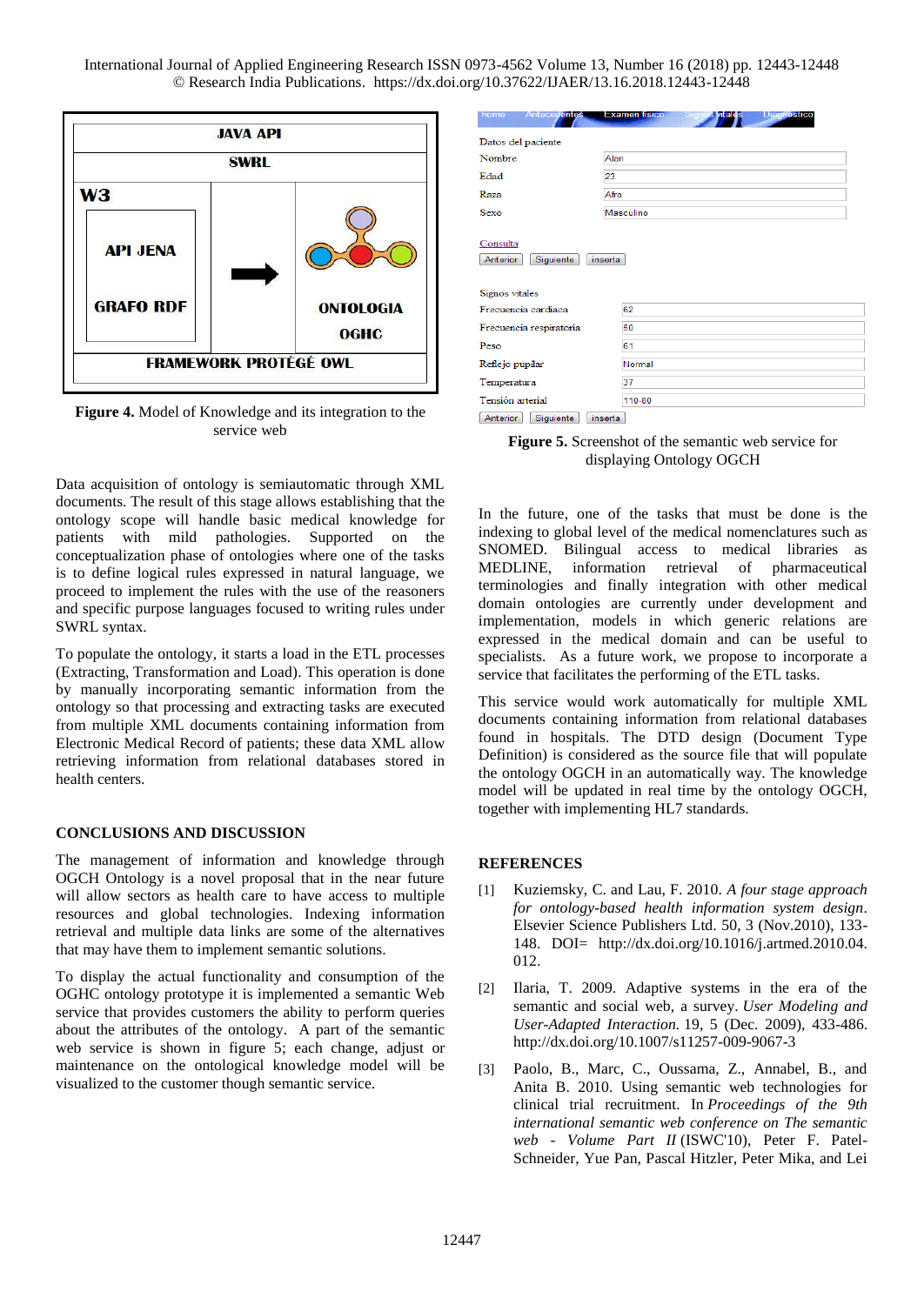**Figure 4.** Model of Knowledge and its integration to the service web

**Figure 5.** Screenshot of the semantic web service for displaying Ontology OGCH

Data acquisition of ontology is semiautomatic through XML documents. The result of this stage allows establishing that the ontology scope will handle basic medical knowledge for patients with mild pathologies. Supported on the conceptualization phase of ontologies where one of the tasks is to define logical rules expressed in natural language, we proceed to implement the rules with the use of the reasoners and specific purpose languages focused to writing rules under SWRL syntax.

To populate the ontology, it starts a load in the ETL processes (Extracting, Transformation and Load). This operation is done by manually incorporating semantic information from the ontology so that processing and extracting tasks are executed from multiple XML documents containing information from Electronic Medical Record of patients; these data XML allow retrieving information from relational databases stored in health centers.

## CONCLUSIONS AND DISCUSSION

The management of information and knowledge through OGCH Ontology is a novel proposal that in the near future will allow sectors as health care to have access to multiple resources and global technologies. Indexing information retrieval and multiple data links are some of the alternatives that may have them to implement semantic solutions.

To display the actual functionality and consumption of the OGHC ontology prototype it is implemented a semantic Web service that provides customers the ability to perform queries about the attributes of the ontology. A part of the semantic web service is shown in figure 5; each change, adjust or maintenance on the ontological knowledge model will be visualized to the customer though semantic service.

In the future, one of the tasks that must be done is the indexing to global level of the medical nomenclatures such as SNOMED. Bilingual access to medical libraries as MEDLINE, information retrieval of pharmaceutical terminologies and finally integration with other medical domain ontologies are currently under development and implementation, models in which generic relations are expressed in the medical domain and can be useful to specialists. As a future work, we propose to incorporate a service that facilitates the performing of the ETL tasks.

This service would work automatically for multiple XML documents containing information from relational databases found in hospitals. The DTD design (Document Type Definition) is considered as the source file that will populate the ontology OGCH in an automatically way. The knowledge model will be updated in real time by the ontology OGCH, together with implementing HL7 standards.

## REFERENCES

[1] Kuziemsky, C. and Lau, F. 2010. *A four stage approach for ontology-based health information system design*. Elsevier Science Publishers Ltd. 50, 3 (Nov.2010), 133-148. DOI= http://dx.doi.org/10.1016/j.artmed.2010.04.012.

[2] Ilaria, T. 2009. Adaptive systems in the era of the semantic and social web, a survey. *User Modeling and User-Adapted Interaction*. 19, 5 (Dec. 2009), 433-486. http://dx.doi.org/10.1007/s11257-009-9067-3

[3] Paolo, B., Marc, C., Oussama, Z., Annabel, B., and Anita B. 2010. Using semantic web technologies for clinical trial recruitment. In *Proceedings of the 9th international semantic web conference on The semantic web - Volume Part II* (ISWC'10), Peter F. Patel-Schneider, Yue Pan, Pascal Hitzler, Peter Mika, and Lei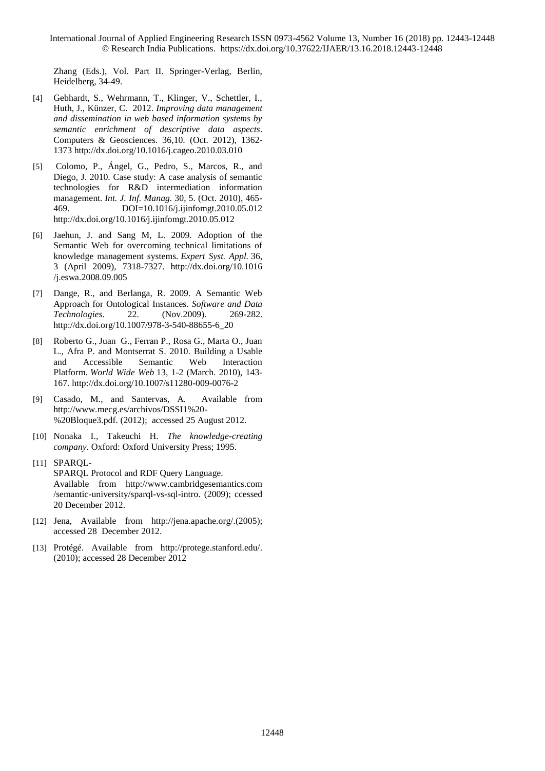Zhang (Eds.), Vol. Part II. Springer-Verlag, Berlin, Heidelberg, 34-49.

[4] Gebhardt, S., Wehrmann, T., Klinger, V., Schettler, I., Huth, J., Künzer, C. 2012. *Improving data management and dissemination in web based information systems by semantic enrichment of descriptive data aspects*. Computers & Geosciences. 36,10. (Oct. 2012), 1362-1373 http://dx.doi.org/10.1016/j.cageo.2010.03.010

[5] Colomo, P., Ángel, G., Pedro, S., Marcos, R., and Diego, J. 2010. Case study: A case analysis of semantic technologies for R&D intermediation information management. *Int. J. Inf. Manag.* 30, 5. (Oct. 2010), 465-469. DOI=10.1016/j.ijinfomgt.2010.05.012 http://dx.doi.org/10.1016/j.ijinfomgt.2010.05.012

[6] Jaehun, J. and Sang M, L. 2009. Adoption of the Semantic Web for overcoming technical limitations of knowledge management systems. *Expert Syst. Appl.* 36, 3 (April 2009), 7318-7327. http://dx.doi.org/10.1016 /j.eswa.2008.09.005

[7] Dange, R., and Berlanga, R. 2009. A Semantic Web Approach for Ontological Instances. *Software and Data Technologies*. 22. (Nov.2009). 269-282. http://dx.doi.org/10.1007/978-3-540-88655-6_20

[8] Roberto G., Juan G., Ferran P., Rosa G., Marta O., Juan L., Afra P. and Montserrat S. 2010. Building a Usable and Accessible Semantic Web Interaction Platform. *World Wide Web* 13, 1-2 (March. 2010), 143-167. http://dx.doi.org/10.1007/s11280-009-0076-2

[9] Casado, M., and Santervas, A. Available from http://www.mecg.es/archivos/DSSI1%20-%20Bloque3.pdf. (2012); accessed 25 August 2012.

[10] Nonaka I., Takeuchi H. *The knowledge-creating company*. Oxford: Oxford University Press; 1995.

[11] SPARQL-
SPARQL Protocol and RDF Query Language.
Available from http://www.cambridgesemantics.com /semantic-university/sparql-vs-sql-intro. (2009); ccessed 20 December 2012.

[12] Jena, Available from http://jena.apache.org/.(2005); accessed 28 December 2012.

[13] Protégé. Available from http://protege.stanford.edu/. (2010); accessed 28 December 2012